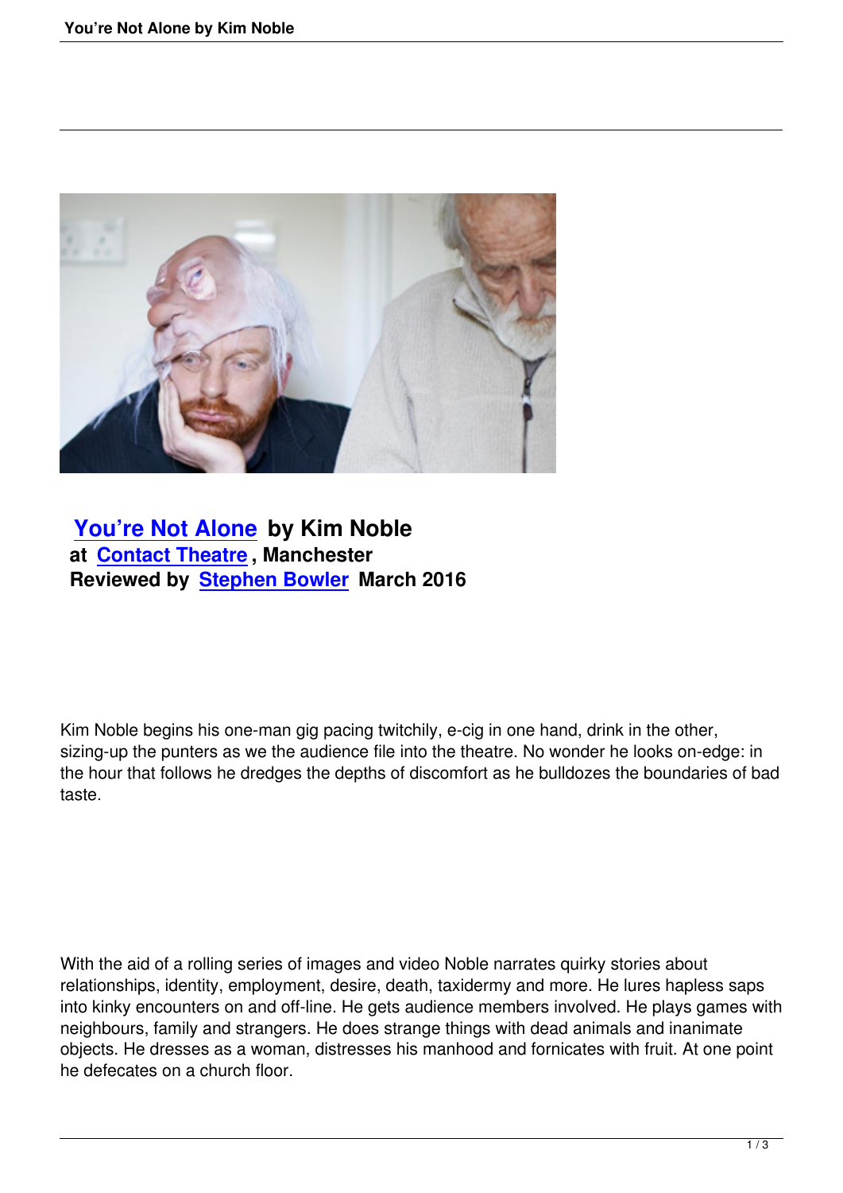## You're Not Alone by Kim Noble
**at Contact Theatre, Manchester**
**Reviewed by Stephen Bowler March 2016**

Kim Noble begins his one-man gig pacing twitchily, e-cig in one hand, drink in the other, sizing-up the punters as we the audience file into the theatre. No wonder he looks on-edge: in the hour that follows he dredges the depths of discomfort as he bulldozes the boundaries of bad taste.

With the aid of a rolling series of images and video Noble narrates quirky stories about relationships, identity, employment, desire, death, taxidermy and more. He lures hapless saps into kinky encounters on and off-line. He gets audience members involved. He plays games with neighbours, family and strangers. He does strange things with dead animals and inanimate objects. He dresses as a woman, distresses his manhood and fornicates with fruit. At one point he defecates on a church floor.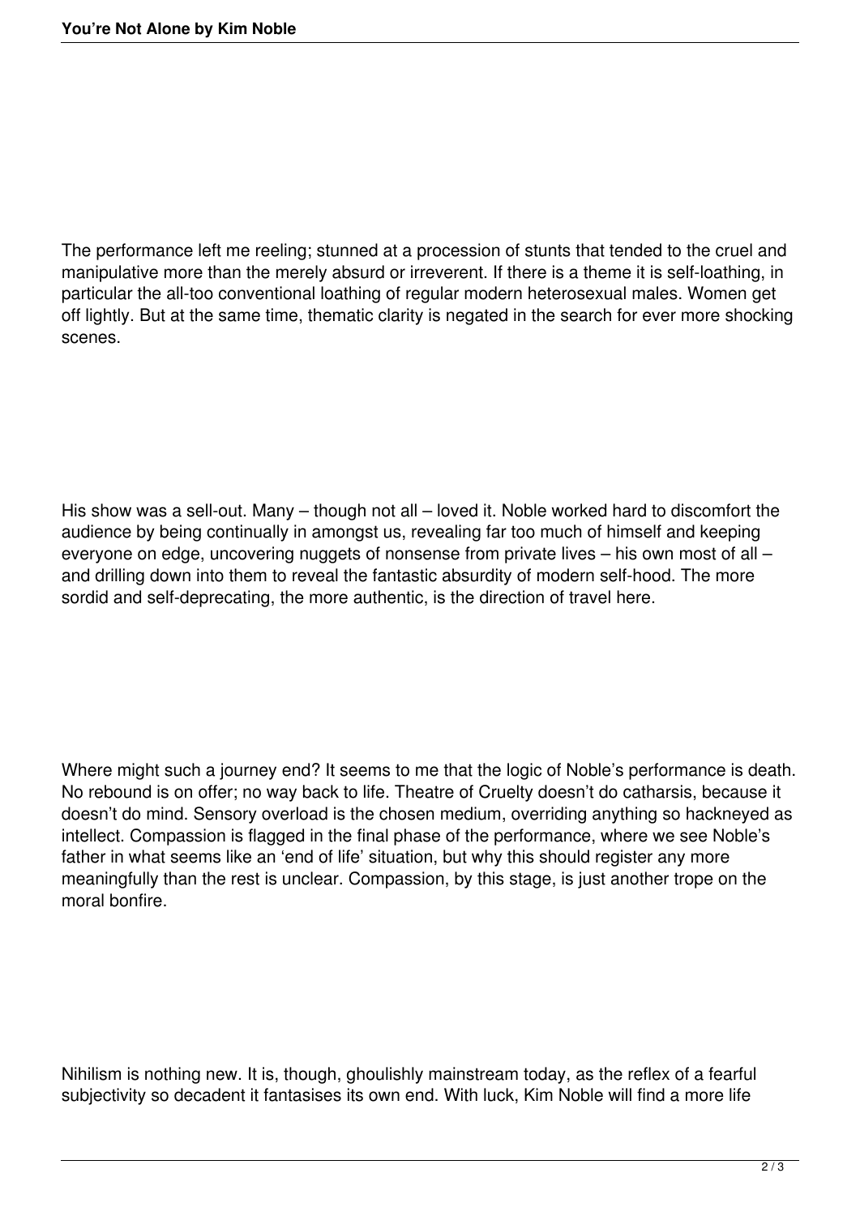The performance left me reeling; stunned at a procession of stunts that tended to the cruel and manipulative more than the merely absurd or irreverent. If there is a theme it is self-loathing, in particular the all-too conventional loathing of regular modern heterosexual males. Women get off lightly. But at the same time, thematic clarity is negated in the search for ever more shocking scenes.

His show was a sell-out. Many – though not all – loved it. Noble worked hard to discomfort the audience by being continually in amongst us, revealing far too much of himself and keeping everyone on edge, uncovering nuggets of nonsense from private lives – his own most of all – and drilling down into them to reveal the fantastic absurdity of modern self-hood. The more sordid and self-deprecating, the more authentic, is the direction of travel here.

Where might such a journey end? It seems to me that the logic of Noble's performance is death. No rebound is on offer; no way back to life. Theatre of Cruelty doesn't do catharsis, because it doesn't do mind. Sensory overload is the chosen medium, overriding anything so hackneyed as intellect. Compassion is flagged in the final phase of the performance, where we see Noble's father in what seems like an 'end of life' situation, but why this should register any more meaningfully than the rest is unclear. Compassion, by this stage, is just another trope on the moral bonfire.

Nihilism is nothing new. It is, though, ghoulishly mainstream today, as the reflex of a fearful subjectivity so decadent it fantasises its own end. With luck, Kim Noble will find a more life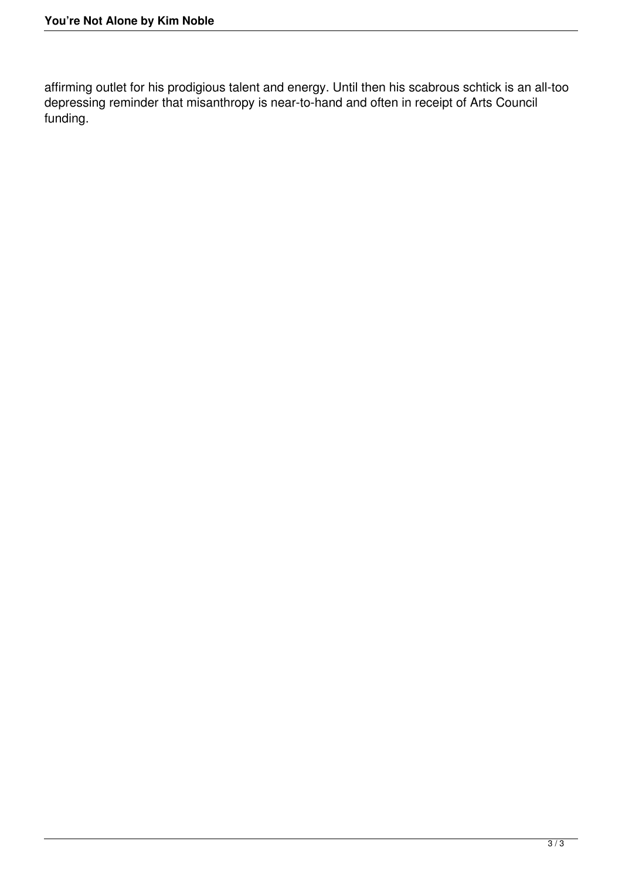affirming outlet for his prodigious talent and energy. Until then his scabrous schtick is an all-too depressing reminder that misanthropy is near-to-hand and often in receipt of Arts Council funding.